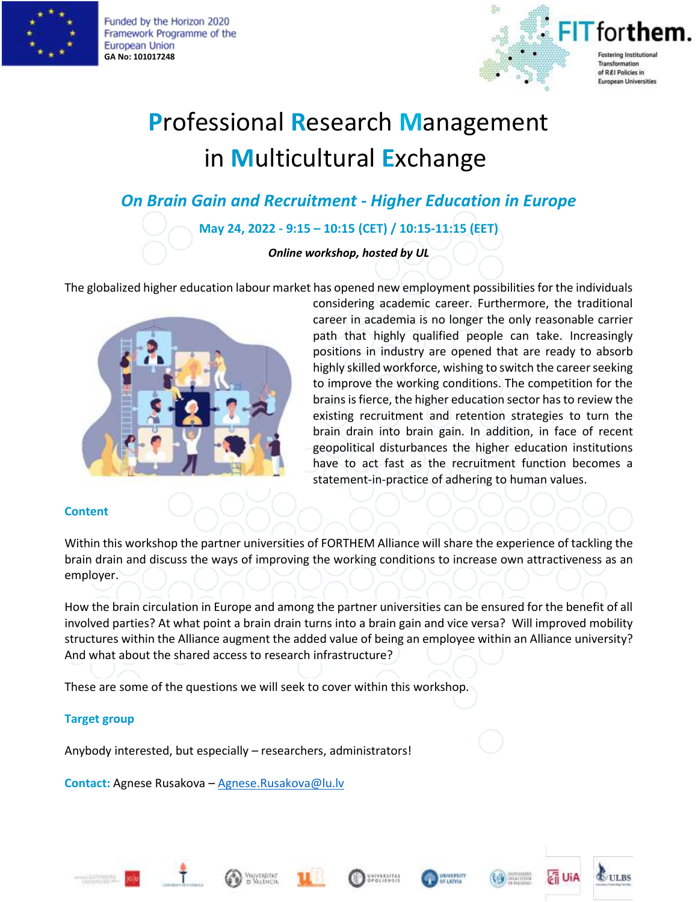Funded by the Horizon 2020 Framework Programme of the European Union
GA No: 101017248

FIT forthem. Fostering Institutional Transformation of R&I Policies in European Universities

# Professional Research Management in Multicultural Exchange

## *On Brain Gain and Recruitment - Higher Education in Europe*

**May 24, 2022 - 9:15 – 10:15 (CET) / 10:15-11:15 (EET)**

***Online workshop, hosted by UL***

The globalized higher education labour market has opened new employment possibilities for the individuals considering academic career. Furthermore, the traditional career in academia is no longer the only reasonable carrier path that highly qualified people can take. Increasingly positions in industry are opened that are ready to absorb highly skilled workforce, wishing to switch the career seeking to improve the working conditions. The competition for the brains is fierce, the higher education sector has to review the existing recruitment and retention strategies to turn the brain drain into brain gain. In addition, in face of recent geopolitical disturbances the higher education institutions have to act fast as the recruitment function becomes a statement-in-practice of adhering to human values.

### Content

Within this workshop the partner universities of FORTHEM Alliance will share the experience of tackling the brain drain and discuss the ways of improving the working conditions to increase own attractiveness as an employer.

How the brain circulation in Europe and among the partner universities can be ensured for the benefit of all involved parties? At what point a brain drain turns into a brain gain and vice versa? Will improved mobility structures within the Alliance augment the added value of being an employee within an Alliance university? And what about the shared access to research infrastructure?

These are some of the questions we will seek to cover within this workshop.

### Target group

Anybody interested, but especially – researchers, administrators!

**Contact:** Agnese Rusakova – Agnese.Rusakova@lu.lv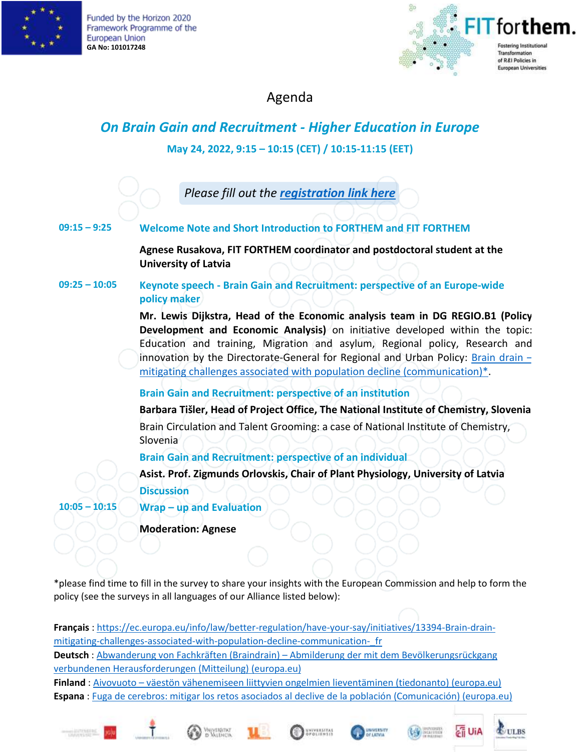Funded by the Horizon 2020 Framework Programme of the European Union
GA No: 101017248

FIT forthem.
Fostering Institutional Transformation of R&I Policies in European Universities

# Agenda

## *On Brain Gain and Recruitment - Higher Education in Europe*

**May 24, 2022, 9:15 – 10:15 (CET) / 10:15-11:15 (EET)**

*Please fill out the **registration link here***

**09:15 – 9:25** **Welcome Note and Short Introduction to FORTHEM and FIT FORTHEM**

**Agnese Rusakova, FIT FORTHEM coordinator and postdoctoral student at the University of Latvia**

**09:25 – 10:05** **Keynote speech - Brain Gain and Recruitment: perspective of an Europe-wide policy maker**

**Mr. Lewis Dijkstra, Head of the Economic analysis team in DG REGIO.B1 (Policy Development and Economic Analysis)** on initiative developed within the topic: Education and training, Migration and asylum, Regional policy, Research and innovation by the Directorate-General for Regional and Urban Policy: Brain drain – mitigating challenges associated with population decline (communication)*.

**Brain Gain and Recruitment: perspective of an institution**

**Barbara Tišler, Head of Project Office, The National Institute of Chemistry, Slovenia**

Brain Circulation and Talent Grooming: a case of National Institute of Chemistry, Slovenia

**Brain Gain and Recruitment: perspective of an individual**

**Asist. Prof. Zigmunds Orlovskis, Chair of Plant Physiology, University of Latvia**

**Discussion**

**10:05 – 10:15** **Wrap – up and Evaluation**

**Moderation: Agnese**

*please find time to fill in the survey to share your insights with the European Commission and help to form the policy (see the surveys in all languages of our Alliance listed below):

**Français** : https://ec.europa.eu/info/law/better-regulation/have-your-say/initiatives/13394-Brain-drain-mitigating-challenges-associated-with-population-decline-communication-_fr
**Deutsch** : Abwanderung von Fachkräften (Braindrain) – Abmilderung der mit dem Bevölkerungsrückgang verbundenen Herausforderungen (Mitteilung) (europa.eu)
**Finland** : Aivovuoto – väestön vähenemiseen liittyvien ongelmien lieventäminen (tiedonanto) (europa.eu)
**Espana** : Fuga de cerebros: mitigar los retos asociados al declive de la población (Comunicación) (europa.eu)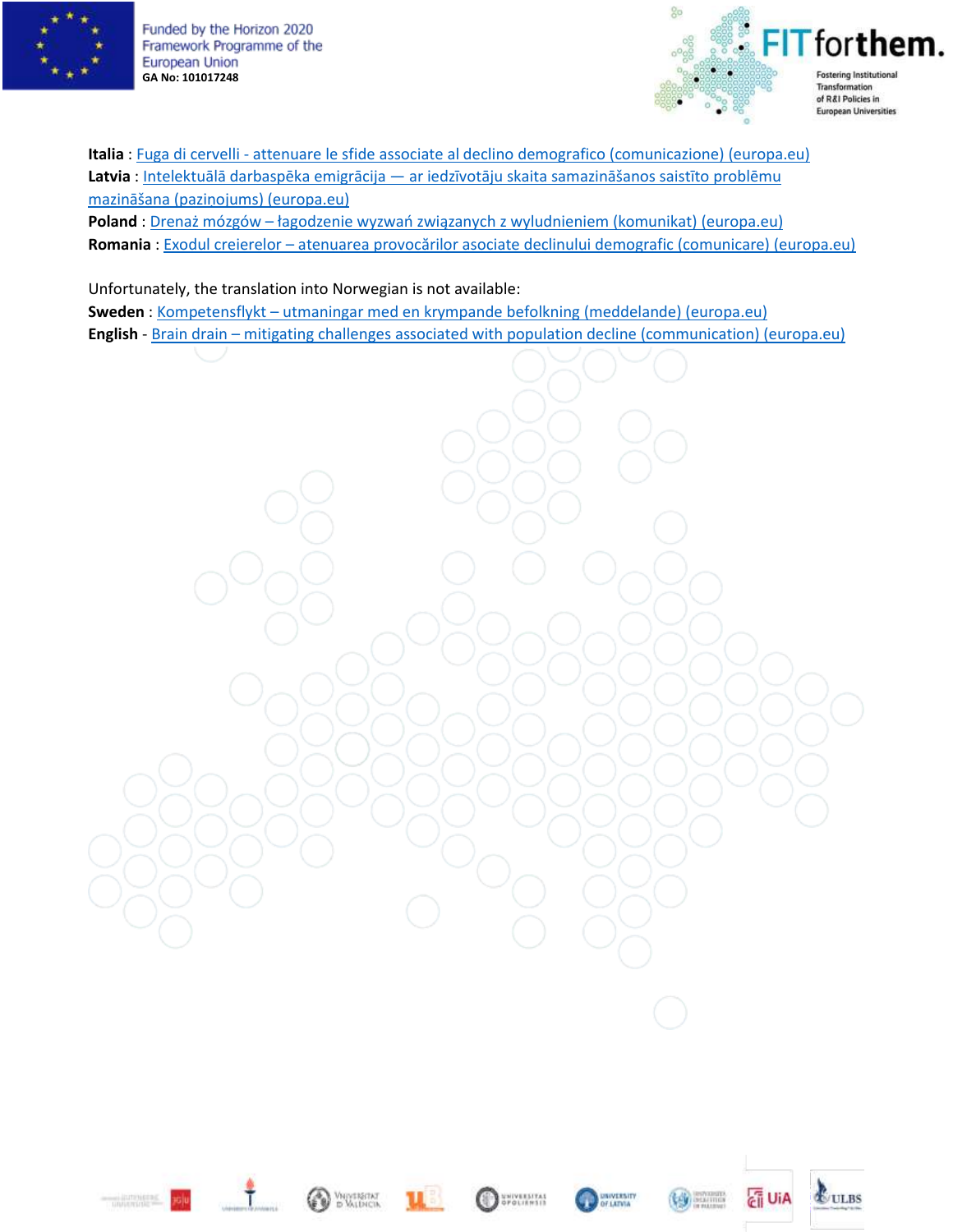**Italia** : Fuga di cervelli - attenuare le sfide associate al declino demografico (comunicazione) (europa.eu)
**Latvia** : Intelektuālā darbaspēka emigrācija — ar iedzīvotāju skaita samazināšanos saistīto problēmu mazināšana (paziņojums) (europa.eu)
**Poland** : Drenaż mózgów – łagodzenie wyzwań związanych z wyludnieniem (komunikat) (europa.eu)
**Romania** : Exodul creierelor – atenuarea provocărilor asociate declinului demografic (comunicare) (europa.eu)

Unfortunately, the translation into Norwegian is not available:
**Sweden** : Kompetensflykt – utmaningar med en krympande befolkning (meddelande) (europa.eu)
**English** - Brain drain – mitigating challenges associated with population decline (communication) (europa.eu)